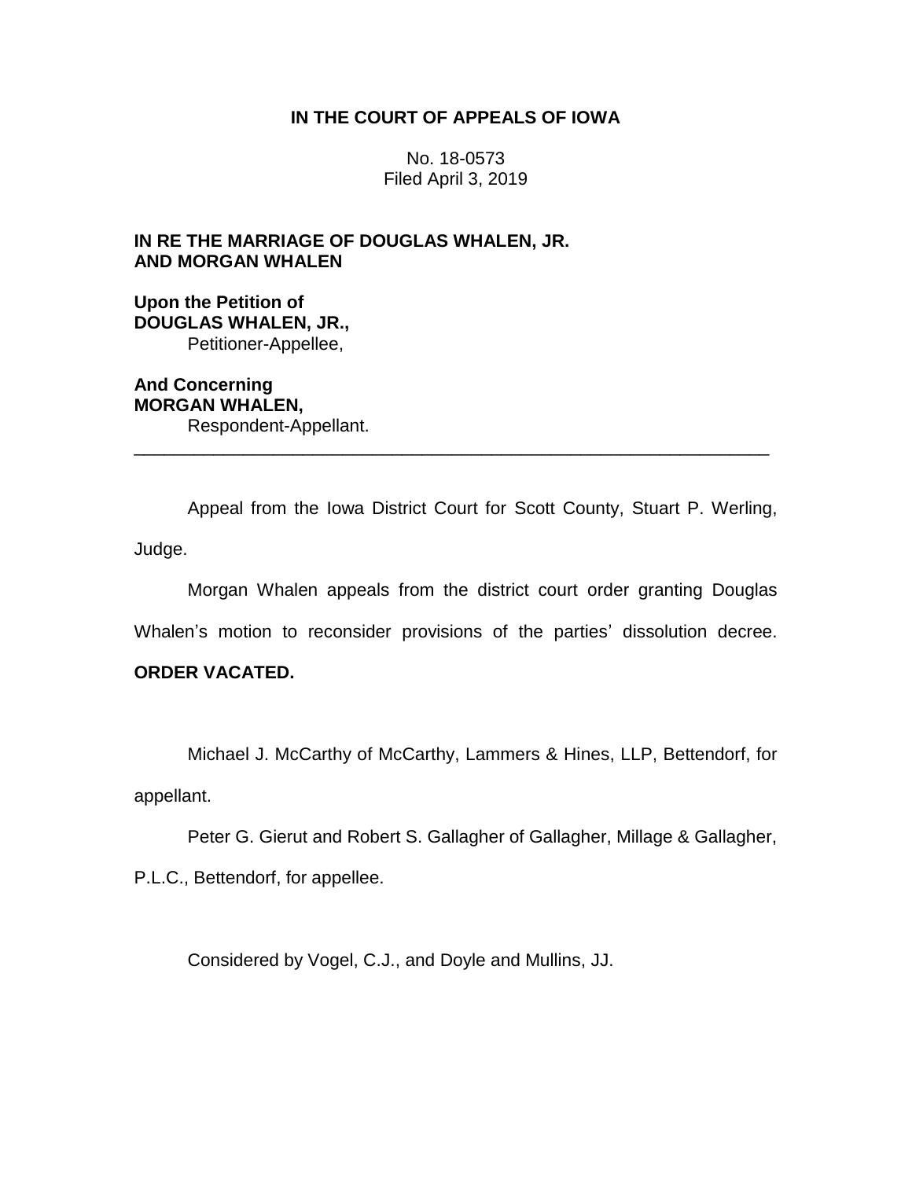# IN THE COURT OF APPEALS OF IOWA

No. 18-0573
Filed April 3, 2019

**IN RE THE MARRIAGE OF DOUGLAS WHALEN, JR. AND MORGAN WHALEN**

**Upon the Petition of**
**DOUGLAS WHALEN, JR.,**
Petitioner-Appellee,

**And Concerning**
**MORGAN WHALEN,**
Respondent-Appellant.

---

Appeal from the Iowa District Court for Scott County, Stuart P. Werling, Judge.

Morgan Whalen appeals from the district court order granting Douglas Whalen's motion to reconsider provisions of the parties' dissolution decree. **ORDER VACATED.**

Michael J. McCarthy of McCarthy, Lammers & Hines, LLP, Bettendorf, for appellant.

Peter G. Gierut and Robert S. Gallagher of Gallagher, Millage & Gallagher, P.L.C., Bettendorf, for appellee.

Considered by Vogel, C.J., and Doyle and Mullins, JJ.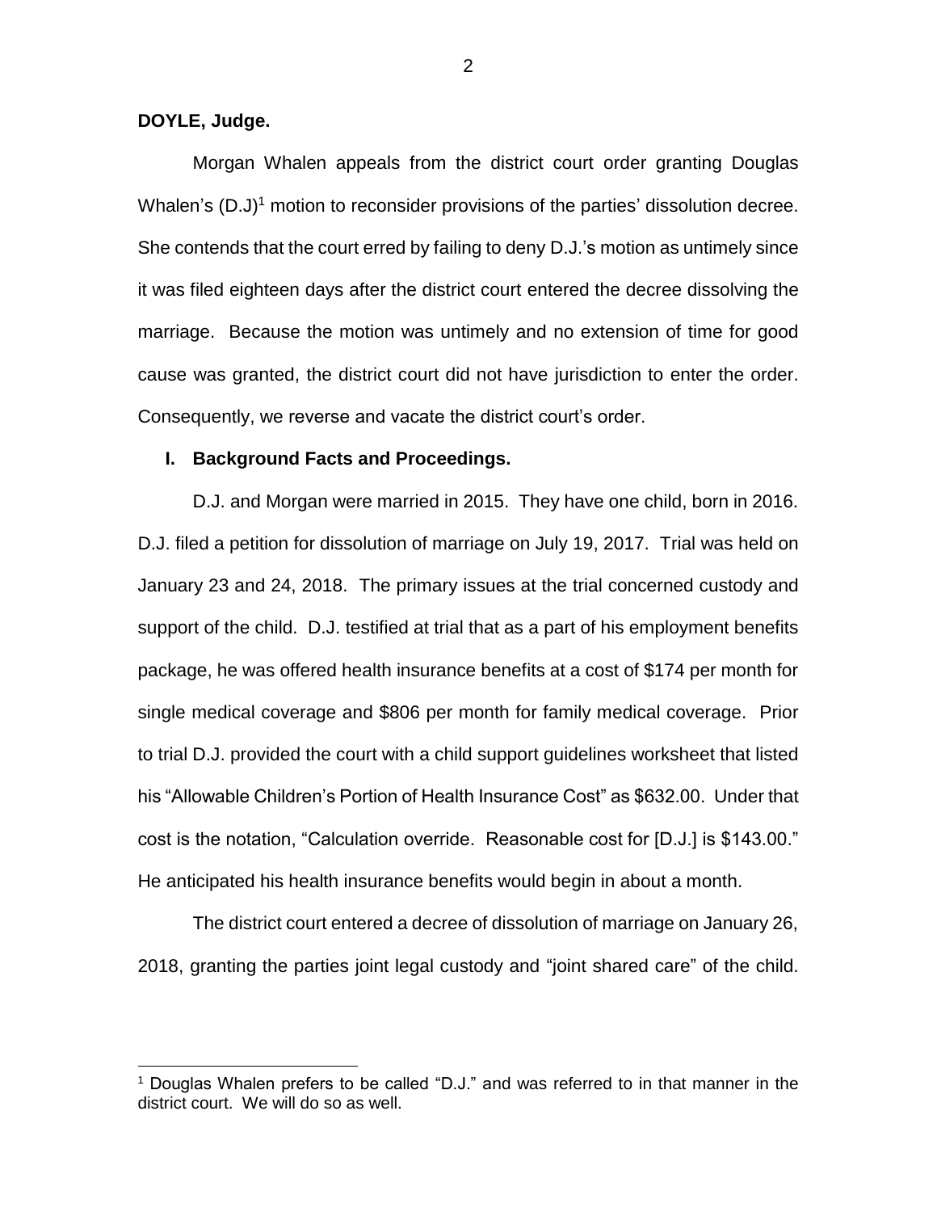**DOYLE, Judge.**

Morgan Whalen appeals from the district court order granting Douglas Whalen's (D.J)[1] motion to reconsider provisions of the parties' dissolution decree. She contends that the court erred by failing to deny D.J.'s motion as untimely since it was filed eighteen days after the district court entered the decree dissolving the marriage. Because the motion was untimely and no extension of time for good cause was granted, the district court did not have jurisdiction to enter the order. Consequently, we reverse and vacate the district court's order.

## I. Background Facts and Proceedings.

D.J. and Morgan were married in 2015. They have one child, born in 2016. D.J. filed a petition for dissolution of marriage on July 19, 2017. Trial was held on January 23 and 24, 2018. The primary issues at the trial concerned custody and support of the child. D.J. testified at trial that as a part of his employment benefits package, he was offered health insurance benefits at a cost of $174 per month for single medical coverage and $806 per month for family medical coverage. Prior to trial D.J. provided the court with a child support guidelines worksheet that listed his "Allowable Children's Portion of Health Insurance Cost" as $632.00. Under that cost is the notation, "Calculation override. Reasonable cost for [D.J.] is $143.00." He anticipated his health insurance benefits would begin in about a month.

The district court entered a decree of dissolution of marriage on January 26, 2018, granting the parties joint legal custody and "joint shared care" of the child.

[1] Douglas Whalen prefers to be called "D.J." and was referred to in that manner in the district court. We will do so as well.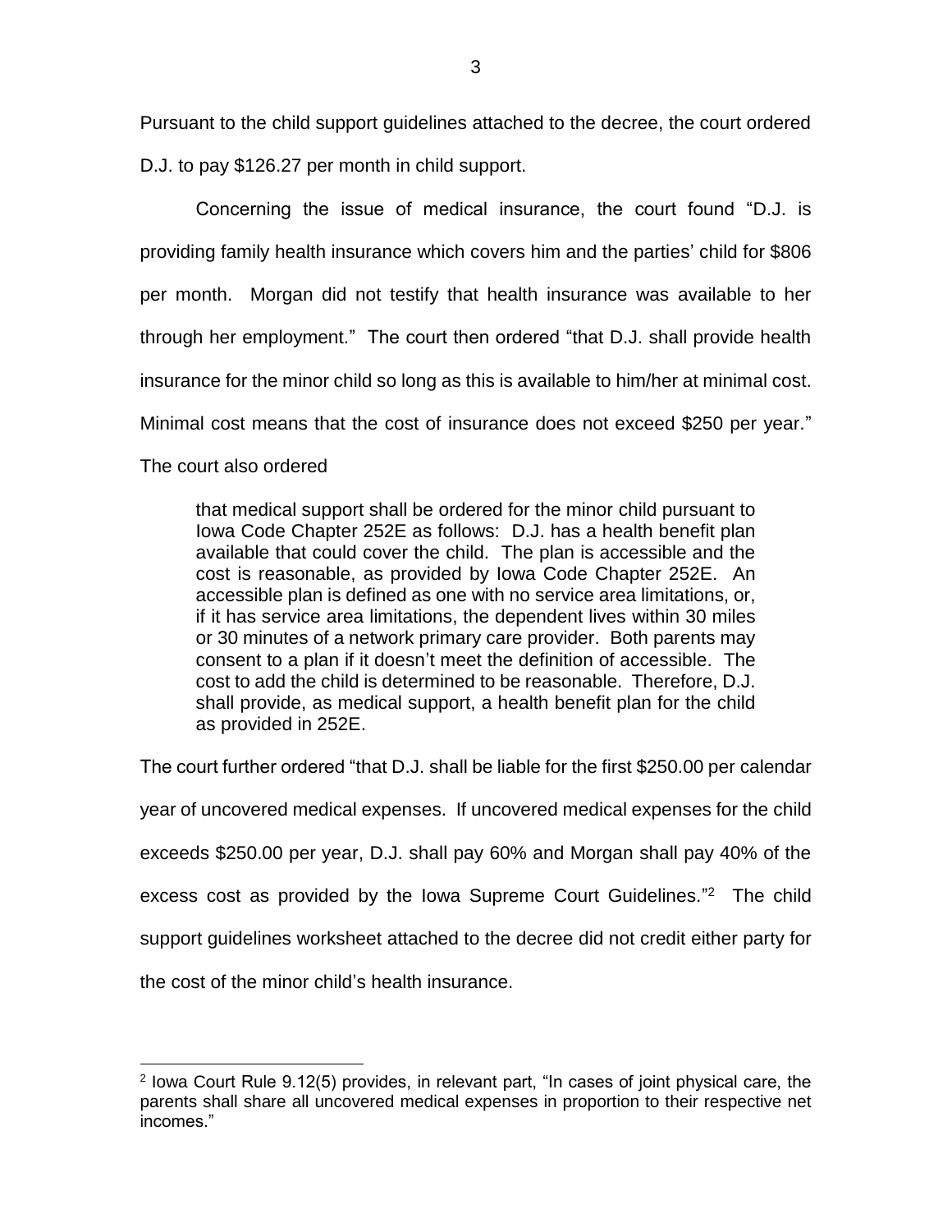Pursuant to the child support guidelines attached to the decree, the court ordered D.J. to pay $126.27 per month in child support.

Concerning the issue of medical insurance, the court found "D.J. is providing family health insurance which covers him and the parties' child for $806 per month. Morgan did not testify that health insurance was available to her through her employment." The court then ordered "that D.J. shall provide health insurance for the minor child so long as this is available to him/her at minimal cost. Minimal cost means that the cost of insurance does not exceed $250 per year." The court also ordered

> that medical support shall be ordered for the minor child pursuant to Iowa Code Chapter 252E as follows: D.J. has a health benefit plan available that could cover the child. The plan is accessible and the cost is reasonable, as provided by Iowa Code Chapter 252E. An accessible plan is defined as one with no service area limitations, or, if it has service area limitations, the dependent lives within 30 miles or 30 minutes of a network primary care provider. Both parents may consent to a plan if it doesn't meet the definition of accessible. The cost to add the child is determined to be reasonable. Therefore, D.J. shall provide, as medical support, a health benefit plan for the child as provided in 252E.

The court further ordered "that D.J. shall be liable for the first $250.00 per calendar year of uncovered medical expenses. If uncovered medical expenses for the child exceeds $250.00 per year, D.J. shall pay 60% and Morgan shall pay 40% of the excess cost as provided by the Iowa Supreme Court Guidelines."[2] The child support guidelines worksheet attached to the decree did not credit either party for the cost of the minor child's health insurance.

---

[2] Iowa Court Rule 9.12(5) provides, in relevant part, "In cases of joint physical care, the parents shall share all uncovered medical expenses in proportion to their respective net incomes."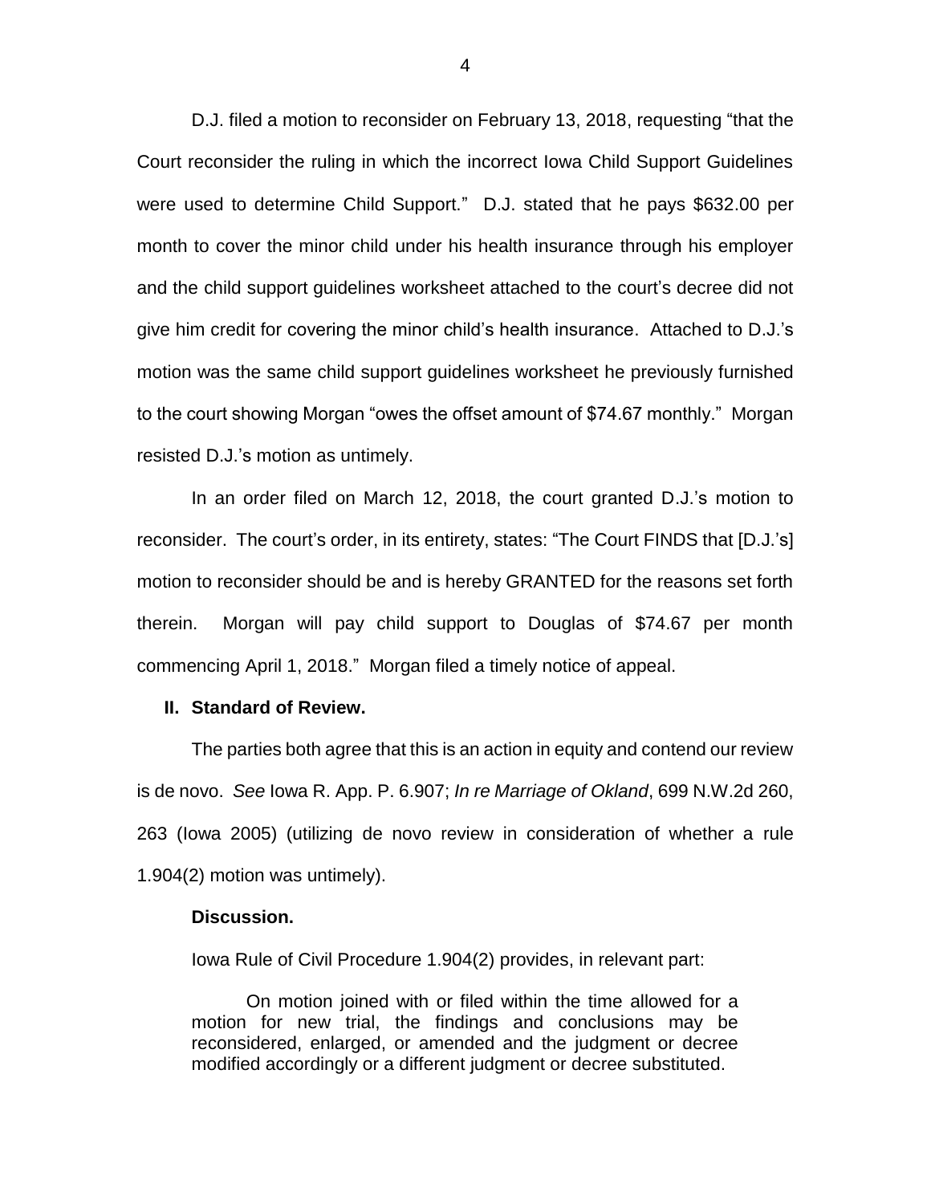D.J. filed a motion to reconsider on February 13, 2018, requesting "that the Court reconsider the ruling in which the incorrect Iowa Child Support Guidelines were used to determine Child Support." D.J. stated that he pays $632.00 per month to cover the minor child under his health insurance through his employer and the child support guidelines worksheet attached to the court's decree did not give him credit for covering the minor child's health insurance. Attached to D.J.'s motion was the same child support guidelines worksheet he previously furnished to the court showing Morgan "owes the offset amount of $74.67 monthly." Morgan resisted D.J.'s motion as untimely.

In an order filed on March 12, 2018, the court granted D.J.'s motion to reconsider. The court's order, in its entirety, states: "The Court FINDS that [D.J.'s] motion to reconsider should be and is hereby GRANTED for the reasons set forth therein. Morgan will pay child support to Douglas of $74.67 per month commencing April 1, 2018." Morgan filed a timely notice of appeal.

## II. Standard of Review.

The parties both agree that this is an action in equity and contend our review is de novo. *See* Iowa R. App. P. 6.907; *In re Marriage of Okland*, 699 N.W.2d 260, 263 (Iowa 2005) (utilizing de novo review in consideration of whether a rule 1.904(2) motion was untimely).

### Discussion.

Iowa Rule of Civil Procedure 1.904(2) provides, in relevant part:

> On motion joined with or filed within the time allowed for a motion for new trial, the findings and conclusions may be reconsidered, enlarged, or amended and the judgment or decree modified accordingly or a different judgment or decree substituted.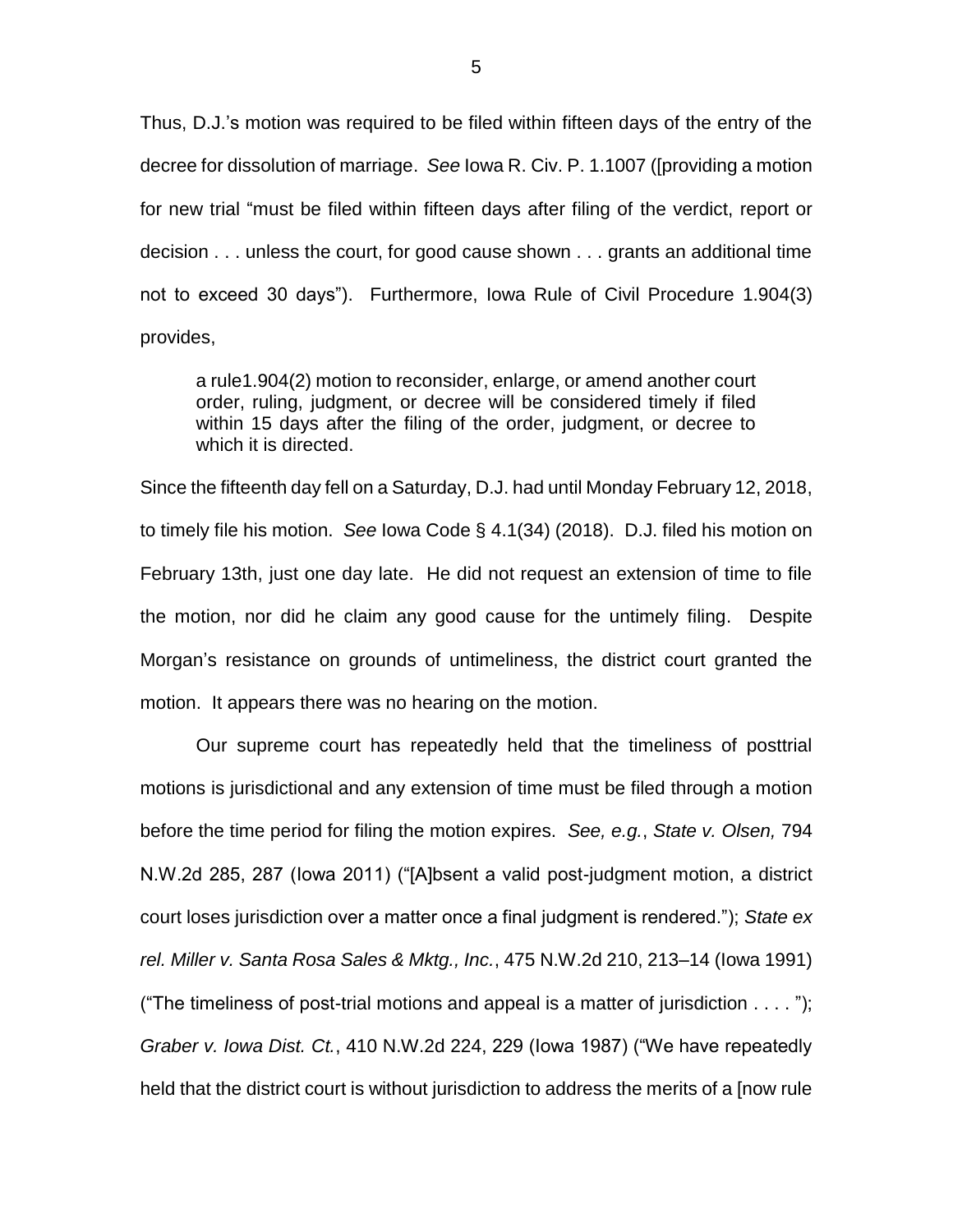Thus, D.J.'s motion was required to be filed within fifteen days of the entry of the decree for dissolution of marriage. *See* Iowa R. Civ. P. 1.1007 ([providing a motion for new trial "must be filed within fifteen days after filing of the verdict, report or decision . . . unless the court, for good cause shown . . . grants an additional time not to exceed 30 days"). Furthermore, Iowa Rule of Civil Procedure 1.904(3) provides,

> a rule1.904(2) motion to reconsider, enlarge, or amend another court order, ruling, judgment, or decree will be considered timely if filed within 15 days after the filing of the order, judgment, or decree to which it is directed.

Since the fifteenth day fell on a Saturday, D.J. had until Monday February 12, 2018, to timely file his motion. *See* Iowa Code § 4.1(34) (2018). D.J. filed his motion on February 13th, just one day late. He did not request an extension of time to file the motion, nor did he claim any good cause for the untimely filing. Despite Morgan's resistance on grounds of untimeliness, the district court granted the motion. It appears there was no hearing on the motion.

Our supreme court has repeatedly held that the timeliness of posttrial motions is jurisdictional and any extension of time must be filed through a motion before the time period for filing the motion expires. *See, e.g.*, *State v. Olsen,* 794 N.W.2d 285, 287 (Iowa 2011) ("[A]bsent a valid post-judgment motion, a district court loses jurisdiction over a matter once a final judgment is rendered."); *State ex rel. Miller v. Santa Rosa Sales & Mktg., Inc.*, 475 N.W.2d 210, 213–14 (Iowa 1991) ("The timeliness of post-trial motions and appeal is a matter of jurisdiction . . . . "); *Graber v. Iowa Dist. Ct.*, 410 N.W.2d 224, 229 (Iowa 1987) ("We have repeatedly held that the district court is without jurisdiction to address the merits of a [now rule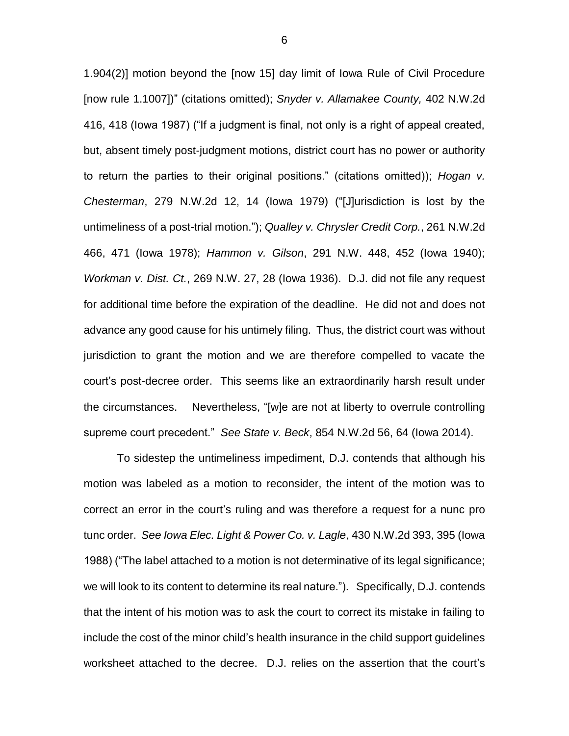1.904(2)] motion beyond the [now 15] day limit of Iowa Rule of Civil Procedure [now rule 1.1007])" (citations omitted); *Snyder v. Allamakee County,* 402 N.W.2d 416, 418 (Iowa 1987) ("If a judgment is final, not only is a right of appeal created, but, absent timely post-judgment motions, district court has no power or authority to return the parties to their original positions." (citations omitted)); *Hogan v. Chesterman*, 279 N.W.2d 12, 14 (Iowa 1979) ("[J]urisdiction is lost by the untimeliness of a post-trial motion."); *Qualley v. Chrysler Credit Corp.*, 261 N.W.2d 466, 471 (Iowa 1978); *Hammon v. Gilson*, 291 N.W. 448, 452 (Iowa 1940); *Workman v. Dist. Ct.*, 269 N.W. 27, 28 (Iowa 1936). D.J. did not file any request for additional time before the expiration of the deadline. He did not and does not advance any good cause for his untimely filing. Thus, the district court was without jurisdiction to grant the motion and we are therefore compelled to vacate the court's post-decree order. This seems like an extraordinarily harsh result under the circumstances. Nevertheless, "[w]e are not at liberty to overrule controlling supreme court precedent." *See State v. Beck*, 854 N.W.2d 56, 64 (Iowa 2014).

To sidestep the untimeliness impediment, D.J. contends that although his motion was labeled as a motion to reconsider, the intent of the motion was to correct an error in the court's ruling and was therefore a request for a nunc pro tunc order. *See Iowa Elec. Light & Power Co. v. Lagle*, 430 N.W.2d 393, 395 (Iowa 1988) ("The label attached to a motion is not determinative of its legal significance; we will look to its content to determine its real nature."). Specifically, D.J. contends that the intent of his motion was to ask the court to correct its mistake in failing to include the cost of the minor child's health insurance in the child support guidelines worksheet attached to the decree. D.J. relies on the assertion that the court's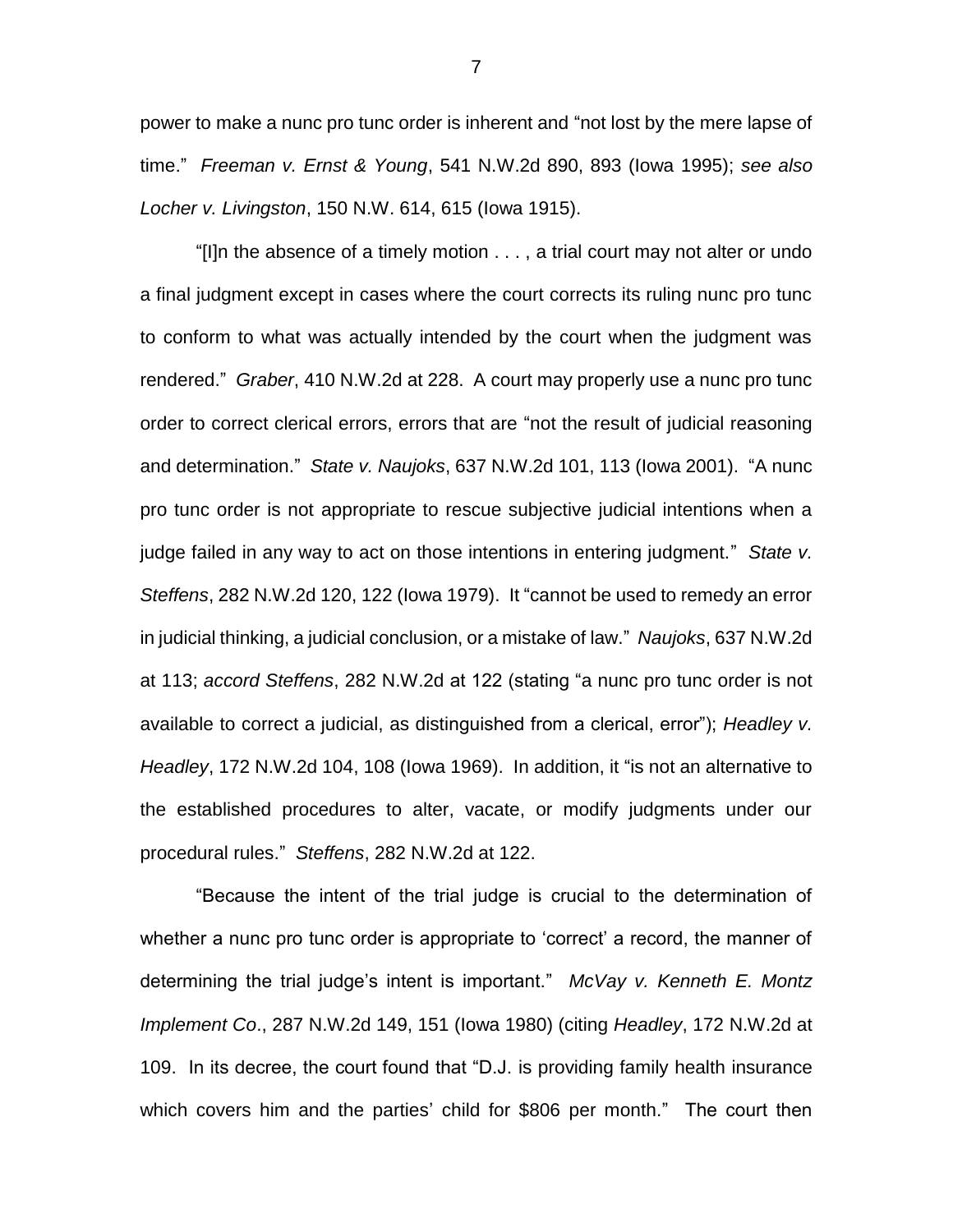power to make a nunc pro tunc order is inherent and "not lost by the mere lapse of time." *Freeman v. Ernst & Young*, 541 N.W.2d 890, 893 (Iowa 1995); *see also Locher v. Livingston*, 150 N.W. 614, 615 (Iowa 1915).

"[I]n the absence of a timely motion . . . , a trial court may not alter or undo a final judgment except in cases where the court corrects its ruling nunc pro tunc to conform to what was actually intended by the court when the judgment was rendered." *Graber*, 410 N.W.2d at 228. A court may properly use a nunc pro tunc order to correct clerical errors, errors that are "not the result of judicial reasoning and determination." *State v. Naujoks*, 637 N.W.2d 101, 113 (Iowa 2001). "A nunc pro tunc order is not appropriate to rescue subjective judicial intentions when a judge failed in any way to act on those intentions in entering judgment." *State v. Steffens*, 282 N.W.2d 120, 122 (Iowa 1979). It "cannot be used to remedy an error in judicial thinking, a judicial conclusion, or a mistake of law." *Naujoks*, 637 N.W.2d at 113; *accord Steffens*, 282 N.W.2d at 122 (stating "a nunc pro tunc order is not available to correct a judicial, as distinguished from a clerical, error"); *Headley v. Headley*, 172 N.W.2d 104, 108 (Iowa 1969). In addition, it "is not an alternative to the established procedures to alter, vacate, or modify judgments under our procedural rules." *Steffens*, 282 N.W.2d at 122.

"Because the intent of the trial judge is crucial to the determination of whether a nunc pro tunc order is appropriate to 'correct' a record, the manner of determining the trial judge's intent is important." *McVay v. Kenneth E. Montz Implement Co*., 287 N.W.2d 149, 151 (Iowa 1980) (citing *Headley*, 172 N.W.2d at 109. In its decree, the court found that "D.J. is providing family health insurance which covers him and the parties' child for $806 per month." The court then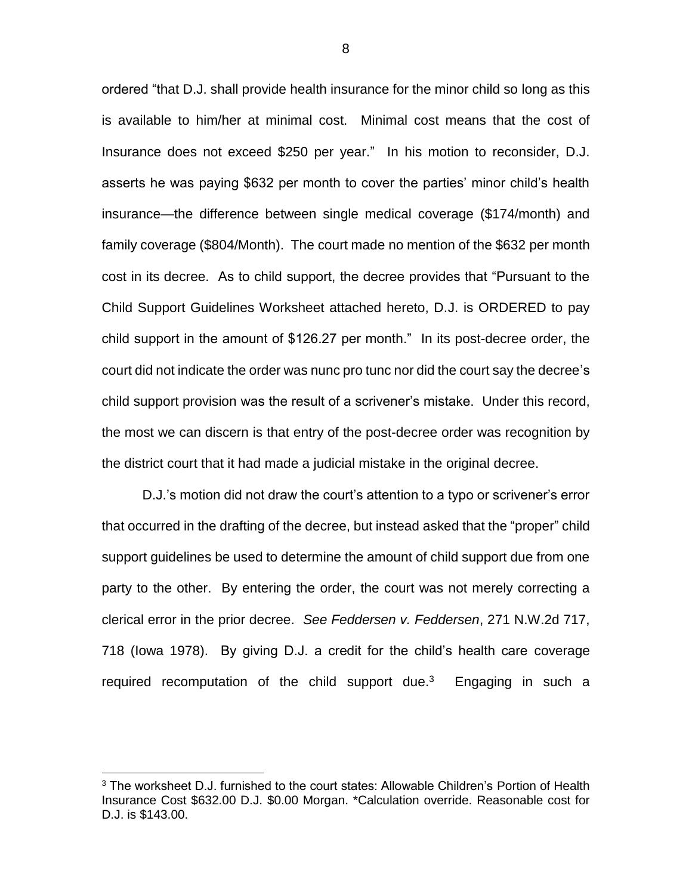ordered "that D.J. shall provide health insurance for the minor child so long as this is available to him/her at minimal cost. Minimal cost means that the cost of Insurance does not exceed $250 per year." In his motion to reconsider, D.J. asserts he was paying $632 per month to cover the parties' minor child's health insurance—the difference between single medical coverage ($174/month) and family coverage ($804/Month). The court made no mention of the $632 per month cost in its decree. As to child support, the decree provides that "Pursuant to the Child Support Guidelines Worksheet attached hereto, D.J. is ORDERED to pay child support in the amount of $126.27 per month." In its post-decree order, the court did not indicate the order was nunc pro tunc nor did the court say the decree's child support provision was the result of a scrivener's mistake. Under this record, the most we can discern is that entry of the post-decree order was recognition by the district court that it had made a judicial mistake in the original decree.

D.J.'s motion did not draw the court's attention to a typo or scrivener's error that occurred in the drafting of the decree, but instead asked that the "proper" child support guidelines be used to determine the amount of child support due from one party to the other. By entering the order, the court was not merely correcting a clerical error in the prior decree. *See Feddersen v. Feddersen*, 271 N.W.2d 717, 718 (Iowa 1978). By giving D.J. a credit for the child's health care coverage required recomputation of the child support due.[3] Engaging in such a

---

[3] The worksheet D.J. furnished to the court states: Allowable Children's Portion of Health Insurance Cost $632.00 D.J. $0.00 Morgan. *Calculation override. Reasonable cost for D.J. is $143.00.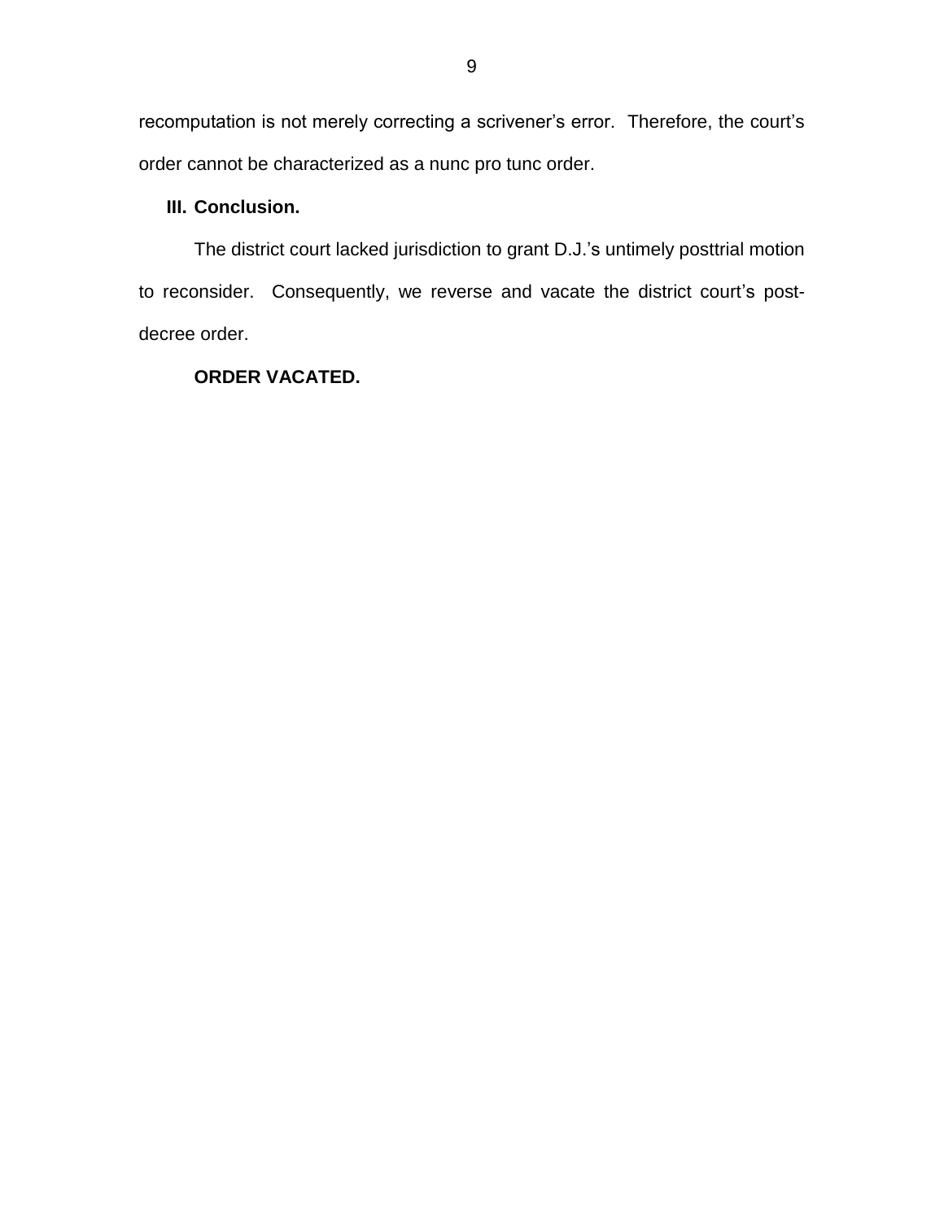recomputation is not merely correcting a scrivener's error. Therefore, the court's order cannot be characterized as a nunc pro tunc order.

## III. Conclusion.

The district court lacked jurisdiction to grant D.J.'s untimely posttrial motion to reconsider. Consequently, we reverse and vacate the district court's post-decree order.

**ORDER VACATED.**